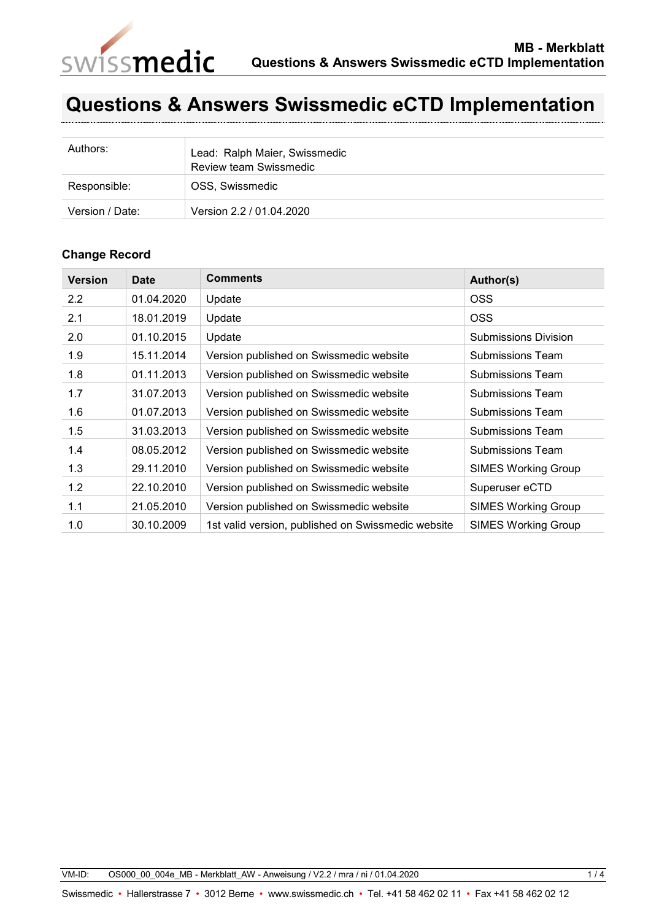# Questions & Answers Swissmedic eCTD Implementation

| Authors: | Lead: Ralph Maier, Swissmedic<br>Review team Swissmedic |
|---|---|
| Responsible: | OSS, Swissmedic |
| Version / Date: | Version 2.2 / 01.04.2020 |

### Change Record

| Version | Date | Comments | Author(s) |
|---|---|---|---|
| 2.2 | 01.04.2020 | Update | OSS |
| 2.1 | 18.01.2019 | Update | OSS |
| 2.0 | 01.10.2015 | Update | Submissions Division |
| 1.9 | 15.11.2014 | Version published on Swissmedic website | Submissions Team |
| 1.8 | 01.11.2013 | Version published on Swissmedic website | Submissions Team |
| 1.7 | 31.07.2013 | Version published on Swissmedic website | Submissions Team |
| 1.6 | 01.07.2013 | Version published on Swissmedic website | Submissions Team |
| 1.5 | 31.03.2013 | Version published on Swissmedic website | Submissions Team |
| 1.4 | 08.05.2012 | Version published on Swissmedic website | Submissions Team |
| 1.3 | 29.11.2010 | Version published on Swissmedic website | SIMES Working Group |
| 1.2 | 22.10.2010 | Version published on Swissmedic website | Superuser eCTD |
| 1.1 | 21.05.2010 | Version published on Swissmedic website | SIMES Working Group |
| 1.0 | 30.10.2009 | 1st valid version, published on Swissmedic website | SIMES Working Group |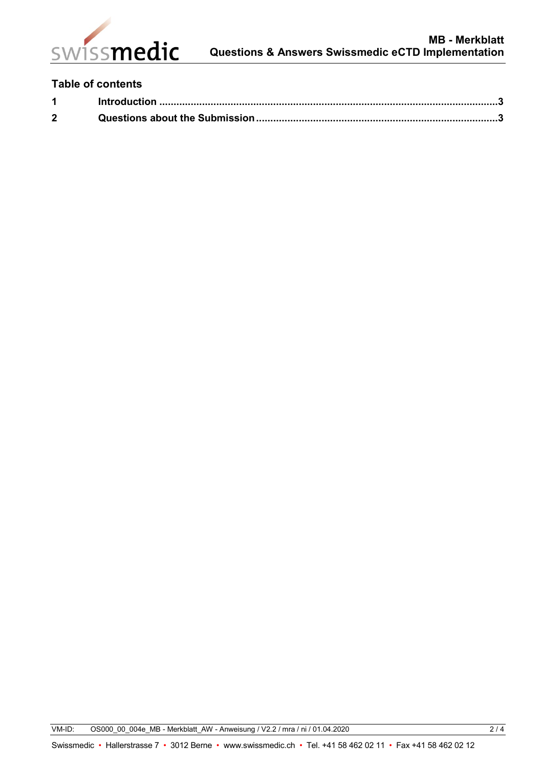## Table of contents

1 Introduction ....................................................................................................................3

2 Questions about the Submission ....................................................................................3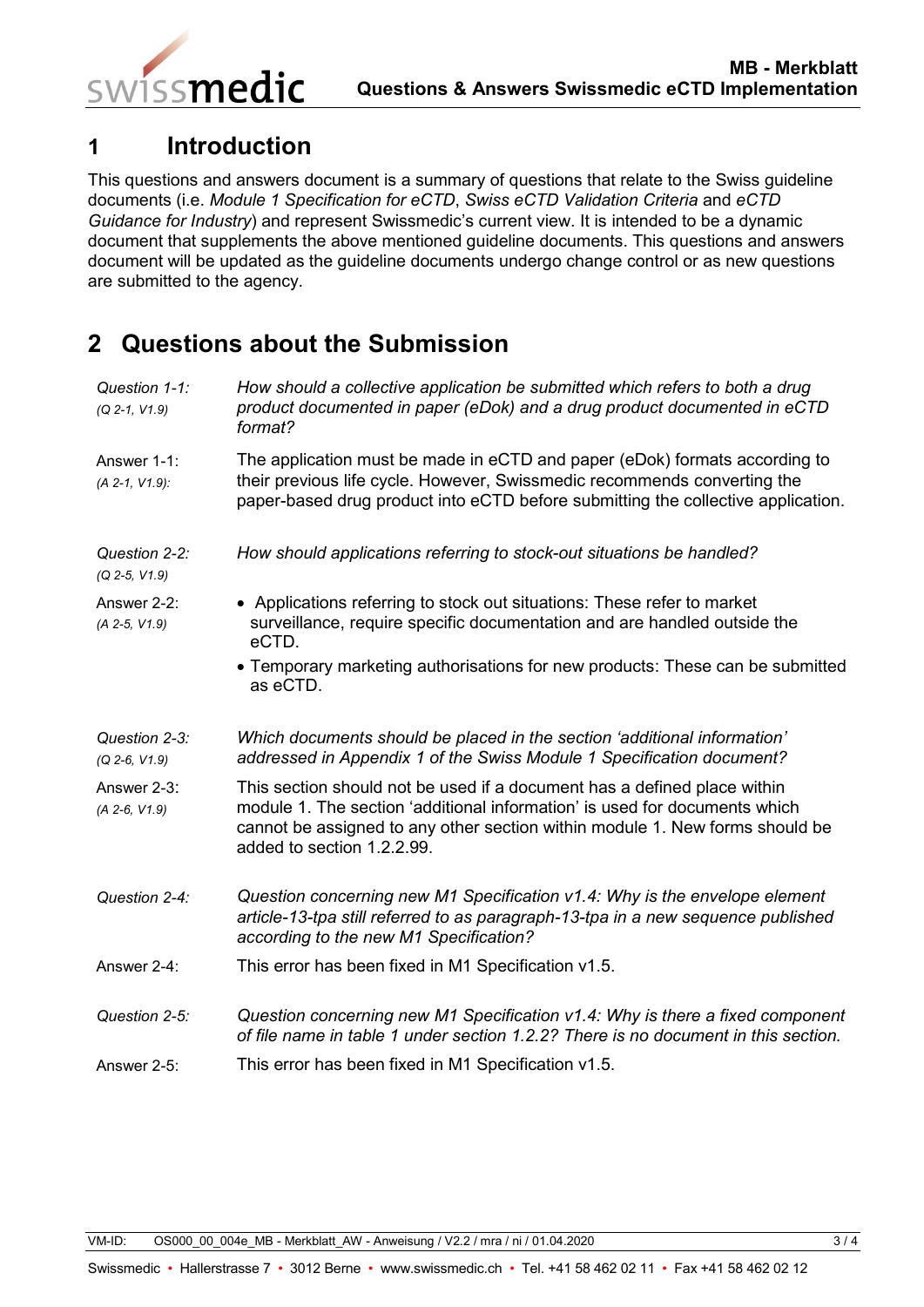# 1 Introduction

This questions and answers document is a summary of questions that relate to the Swiss guideline documents (i.e. *Module 1 Specification for eCTD*, *Swiss eCTD Validation Criteria* and *eCTD Guidance for Industry*) and represent Swissmedic's current view. It is intended to be a dynamic document that supplements the above mentioned guideline documents. This questions and answers document will be updated as the guideline documents undergo change control or as new questions are submitted to the agency.

# 2 Questions about the Submission

*Question 1-1:*
*(Q 2-1, V1.9)*

*How should a collective application be submitted which refers to both a drug product documented in paper (eDok) and a drug product documented in eCTD format?*

Answer 1-1:
*(A 2-1, V1.9):*

The application must be made in eCTD and paper (eDok) formats according to their previous life cycle. However, Swissmedic recommends converting the paper-based drug product into eCTD before submitting the collective application.

*Question 2-2:*
*(Q 2-5, V1.9)*

*How should applications referring to stock-out situations be handled?*

Answer 2-2:
*(A 2-5, V1.9)*

- Applications referring to stock out situations: These refer to market surveillance, require specific documentation and are handled outside the eCTD.
- Temporary marketing authorisations for new products: These can be submitted as eCTD.

*Question 2-3:*
*(Q 2-6, V1.9)*

*Which documents should be placed in the section 'additional information' addressed in Appendix 1 of the Swiss Module 1 Specification document?*

Answer 2-3:
*(A 2-6, V1.9)*

This section should not be used if a document has a defined place within module 1. The section 'additional information' is used for documents which cannot be assigned to any other section within module 1. New forms should be added to section 1.2.2.99.

*Question 2-4:*

*Question concerning new M1 Specification v1.4: Why is the envelope element article-13-tpa still referred to as paragraph-13-tpa in a new sequence published according to the new M1 Specification?*

Answer 2-4:

This error has been fixed in M1 Specification v1.5.

*Question 2-5:*

*Question concerning new M1 Specification v1.4: Why is there a fixed component of file name in table 1 under section 1.2.2? There is no document in this section.*

Answer 2-5:

This error has been fixed in M1 Specification v1.5.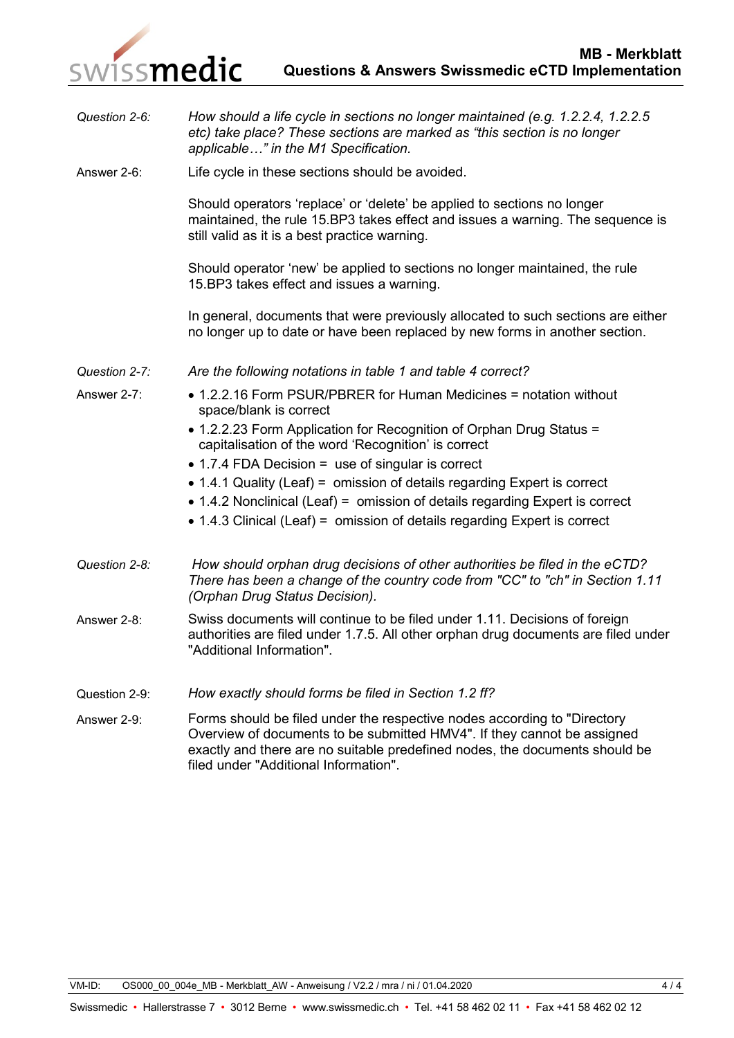*Question 2-6:* *How should a life cycle in sections no longer maintained (e.g. 1.2.2.4, 1.2.2.5 etc) take place? These sections are marked as "this section is no longer applicable…" in the M1 Specification.*

Answer 2-6: Life cycle in these sections should be avoided.

Should operators 'replace' or 'delete' be applied to sections no longer maintained, the rule 15.BP3 takes effect and issues a warning. The sequence is still valid as it is a best practice warning.

Should operator 'new' be applied to sections no longer maintained, the rule 15.BP3 takes effect and issues a warning.

In general, documents that were previously allocated to such sections are either no longer up to date or have been replaced by new forms in another section.

*Question 2-7:* *Are the following notations in table 1 and table 4 correct?*

Answer 2-7:

- 1.2.2.16 Form PSUR/PBRER for Human Medicines = notation without space/blank is correct
- 1.2.2.23 Form Application for Recognition of Orphan Drug Status = capitalisation of the word 'Recognition' is correct
- 1.7.4 FDA Decision = use of singular is correct
- 1.4.1 Quality (Leaf) = omission of details regarding Expert is correct
- 1.4.2 Nonclinical (Leaf) = omission of details regarding Expert is correct
- 1.4.3 Clinical (Leaf) = omission of details regarding Expert is correct

*Question 2-8:* *How should orphan drug decisions of other authorities be filed in the eCTD? There has been a change of the country code from "CC" to "ch" in Section 1.11 (Orphan Drug Status Decision).*

Answer 2-8: Swiss documents will continue to be filed under 1.11. Decisions of foreign authorities are filed under 1.7.5. All other orphan drug documents are filed under "Additional Information".

Question 2-9: *How exactly should forms be filed in Section 1.2 ff?*

Answer 2-9: Forms should be filed under the respective nodes according to "Directory Overview of documents to be submitted HMV4". If they cannot be assigned exactly and there are no suitable predefined nodes, the documents should be filed under "Additional Information".